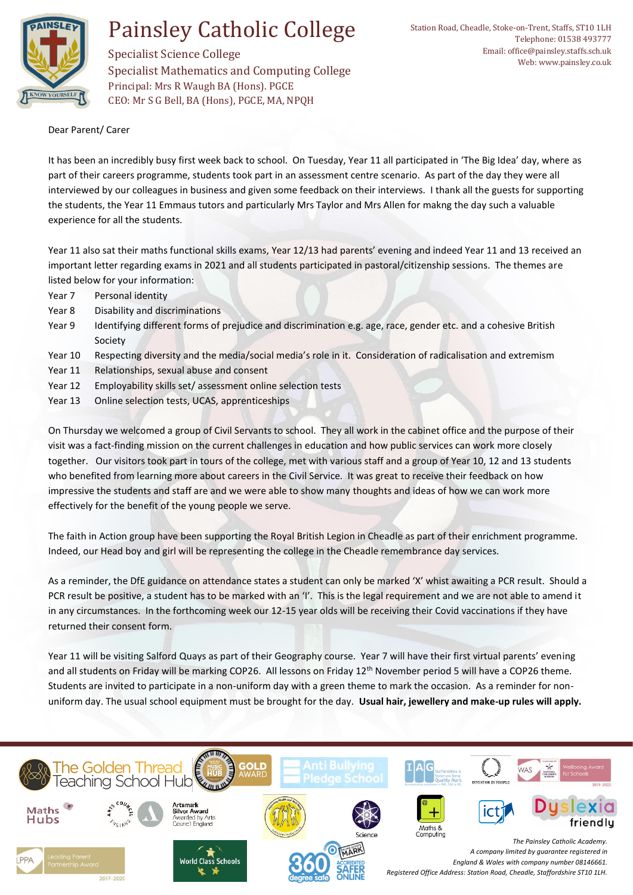# Painsley Catholic College

Specialist Science College
Specialist Mathematics and Computing College
Principal: Mrs R Waugh BA (Hons). PGCE
CEO: Mr S G Bell, BA (Hons), PGCE, MA, NPQH

Station Road, Cheadle, Stoke-on-Trent, Staffs, ST10 1LH
Telephone: 01538 493777
Email: office@painsley.staffs.sch.uk
Web: www.painsley.co.uk

Dear Parent/ Carer

It has been an incredibly busy first week back to school. On Tuesday, Year 11 all participated in 'The Big Idea' day, where as part of their careers programme, students took part in an assessment centre scenario. As part of the day they were all interviewed by our colleagues in business and given some feedback on their interviews. I thank all the guests for supporting the students, the Year 11 Emmaus tutors and particularly Mrs Taylor and Mrs Allen for makng the day such a valuable experience for all the students.

Year 11 also sat their maths functional skills exams, Year 12/13 had parents' evening and indeed Year 11 and 13 received an important letter regarding exams in 2021 and all students participated in pastoral/citizenship sessions. The themes are listed below for your information:

| | |
|---|---|
| Year 7 | Personal identity |
| Year 8 | Disability and discriminations |
| Year 9 | Identifying different forms of prejudice and discrimination e.g. age, race, gender etc. and a cohesive British Society |
| Year 10 | Respecting diversity and the media/social media's role in it. Consideration of radicalisation and extremism |
| Year 11 | Relationships, sexual abuse and consent |
| Year 12 | Employability skills set/ assessment online selection tests |
| Year 13 | Online selection tests, UCAS, apprenticeships |

On Thursday we welcomed a group of Civil Servants to school. They all work in the cabinet office and the purpose of their visit was a fact-finding mission on the current challenges in education and how public services can work more closely together. Our visitors took part in tours of the college, met with various staff and a group of Year 10, 12 and 13 students who benefited from learning more about careers in the Civil Service. It was great to receive their feedback on how impressive the students and staff are and we were able to show many thoughts and ideas of how we can work more effectively for the benefit of the young people we serve.

The faith in Action group have been supporting the Royal British Legion in Cheadle as part of their enrichment programme. Indeed, our Head boy and girl will be representing the college in the Cheadle remembrance day services.

As a reminder, the DfE guidance on attendance states a student can only be marked 'X' whist awaiting a PCR result. Should a PCR result be positive, a student has to be marked with an 'I'. This is the legal requirement and we are not able to amend it in any circumstances. In the forthcoming week our 12-15 year olds will be receiving their Covid vaccinations if they have returned their consent form.

Year 11 will be visiting Salford Quays as part of their Geography course. Year 7 will have their first virtual parents' evening and all students on Friday will be marking COP26. All lessons on Friday 12th November period 5 will have a COP26 theme. Students are invited to participate in a non-uniform day with a green theme to mark the occasion. As a reminder for non-uniform day. The usual school equipment must be brought for the day. **Usual hair, jewellery and make-up rules will apply.**

*The Painsley Catholic Academy.
A company limited by guarantee registered in England & Wales with company number 08146661.
Registered Office Address: Station Road, Cheadle, Staffordshire ST10 1LH.*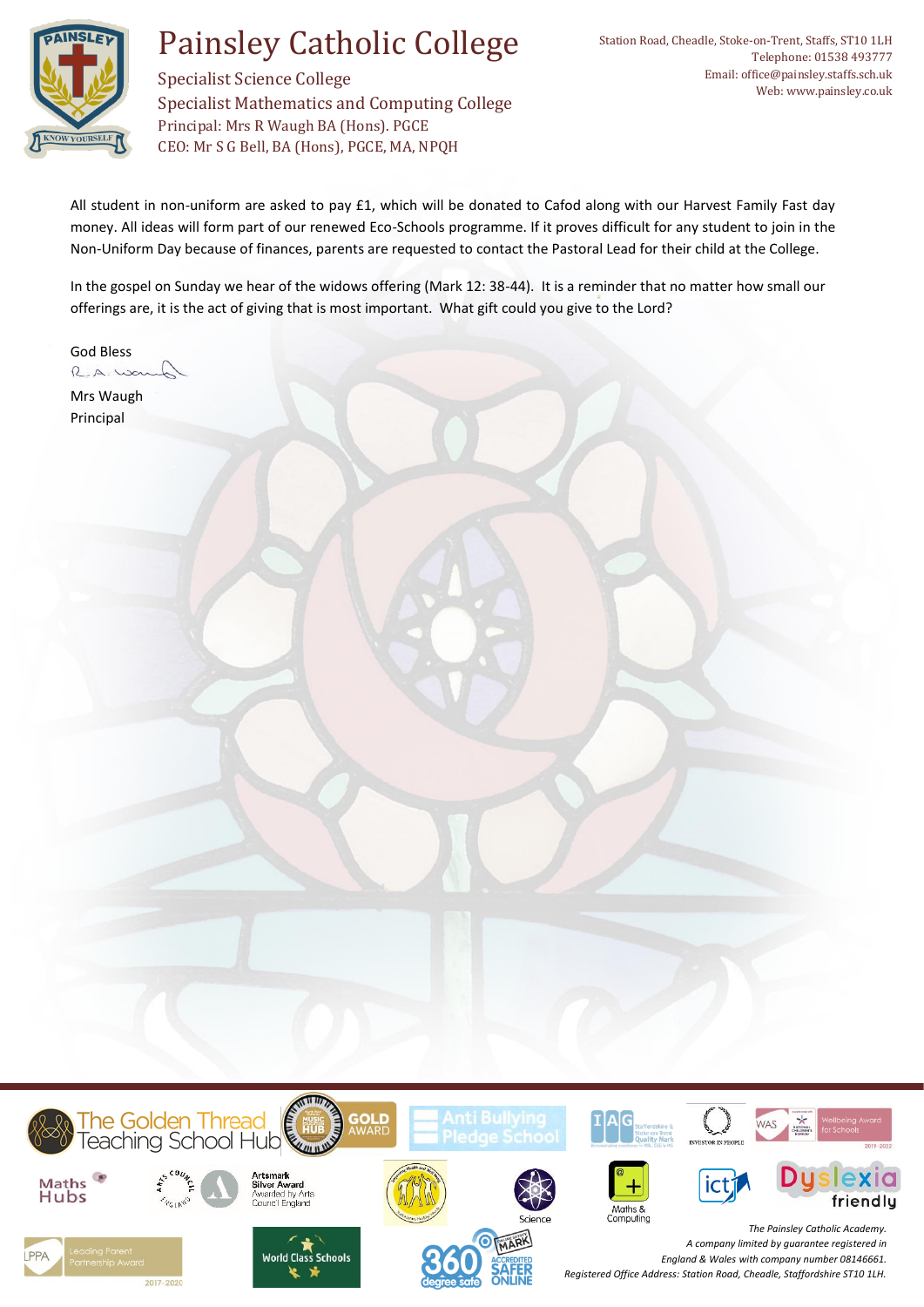All student in non-uniform are asked to pay £1, which will be donated to Cafod along with our Harvest Family Fast day money. All ideas will form part of our renewed Eco-Schools programme. If it proves difficult for any student to join in the Non-Uniform Day because of finances, parents are requested to contact the Pastoral Lead for their child at the College.

In the gospel on Sunday we hear of the widows offering (Mark 12: 38-44). It is a reminder that no matter how small our offerings are, it is the act of giving that is most important. What gift could you give to the Lord?

God Bless

Mrs Waugh
Principal

*The Painsley Catholic Academy.*
*A company limited by guarantee registered in England & Wales with company number 08146661.*
*Registered Office Address: Station Road, Cheadle, Staffordshire ST10 1LH.*